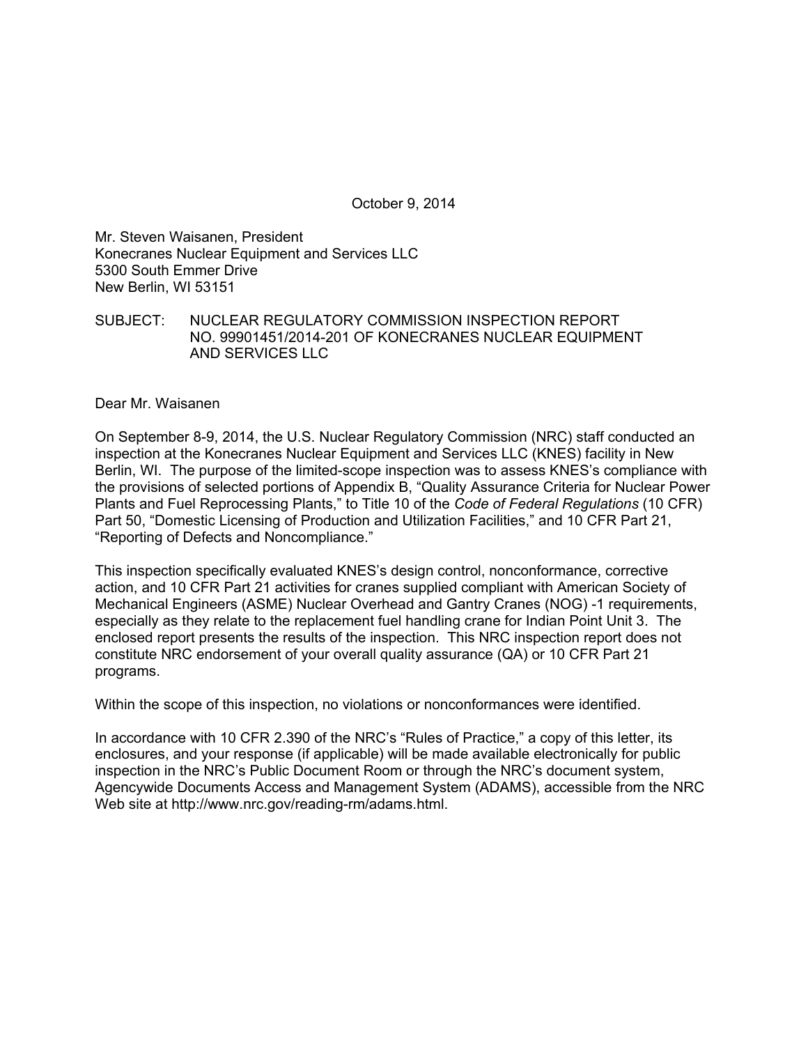October 9, 2014

Mr. Steven Waisanen, President
Konecranes Nuclear Equipment and Services LLC
5300 South Emmer Drive
New Berlin, WI 53151

SUBJECT: NUCLEAR REGULATORY COMMISSION INSPECTION REPORT NO. 99901451/2014-201 OF KONECRANES NUCLEAR EQUIPMENT AND SERVICES LLC

Dear Mr. Waisanen

On September 8-9, 2014, the U.S. Nuclear Regulatory Commission (NRC) staff conducted an inspection at the Konecranes Nuclear Equipment and Services LLC (KNES) facility in New Berlin, WI. The purpose of the limited-scope inspection was to assess KNES's compliance with the provisions of selected portions of Appendix B, "Quality Assurance Criteria for Nuclear Power Plants and Fuel Reprocessing Plants," to Title 10 of the *Code of Federal Regulations* (10 CFR) Part 50, "Domestic Licensing of Production and Utilization Facilities," and 10 CFR Part 21, "Reporting of Defects and Noncompliance."

This inspection specifically evaluated KNES's design control, nonconformance, corrective action, and 10 CFR Part 21 activities for cranes supplied compliant with American Society of Mechanical Engineers (ASME) Nuclear Overhead and Gantry Cranes (NOG) -1 requirements, especially as they relate to the replacement fuel handling crane for Indian Point Unit 3. The enclosed report presents the results of the inspection. This NRC inspection report does not constitute NRC endorsement of your overall quality assurance (QA) or 10 CFR Part 21 programs.

Within the scope of this inspection, no violations or nonconformances were identified.

In accordance with 10 CFR 2.390 of the NRC's "Rules of Practice," a copy of this letter, its enclosures, and your response (if applicable) will be made available electronically for public inspection in the NRC's Public Document Room or through the NRC's document system, Agencywide Documents Access and Management System (ADAMS), accessible from the NRC Web site at http://www.nrc.gov/reading-rm/adams.html.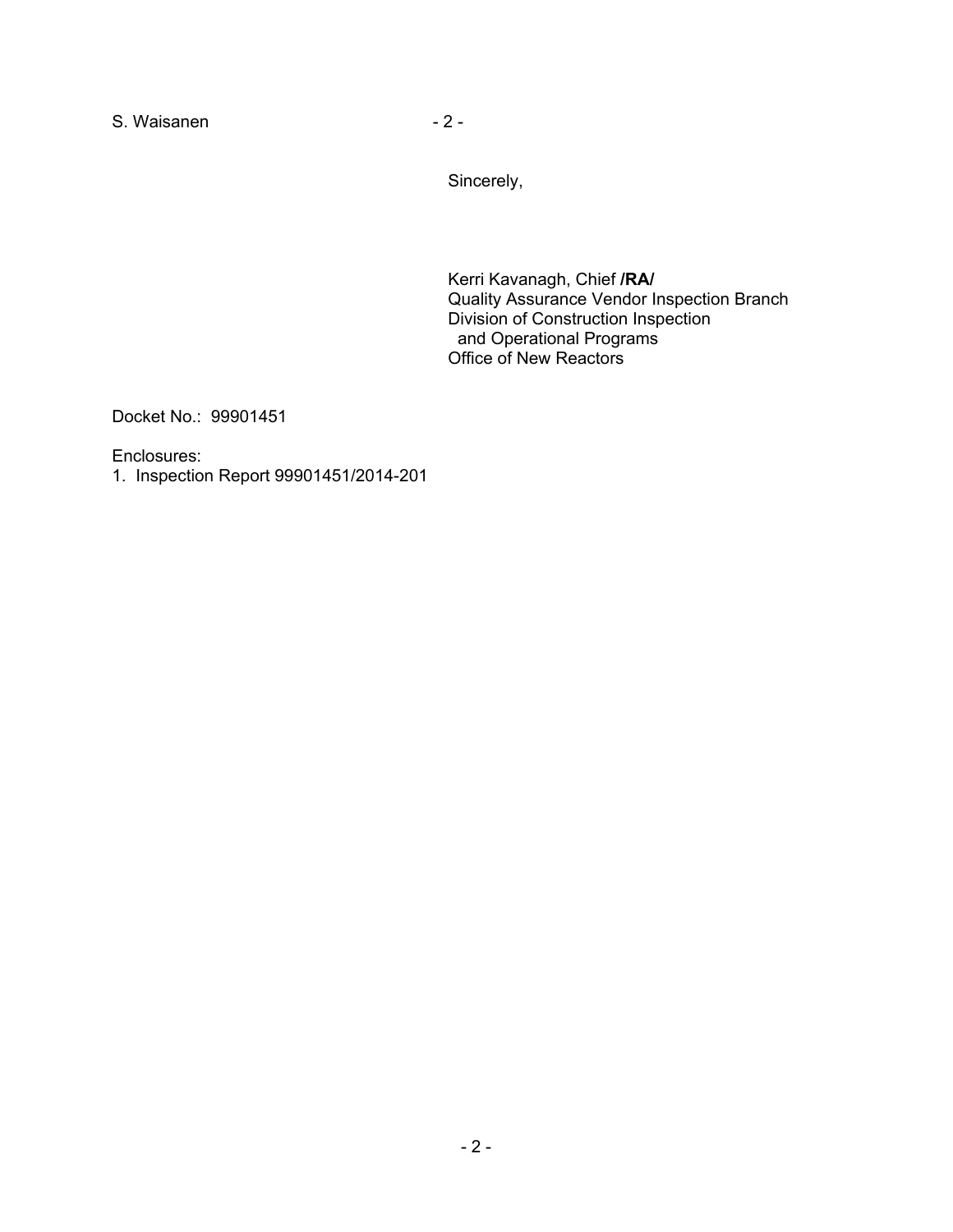Sincerely,

Kerri Kavanagh, Chief **/RA/**
Quality Assurance Vendor Inspection Branch
Division of Construction Inspection
and Operational Programs
Office of New Reactors

Docket No.: 99901451

Enclosures:
1. Inspection Report 99901451/2014-201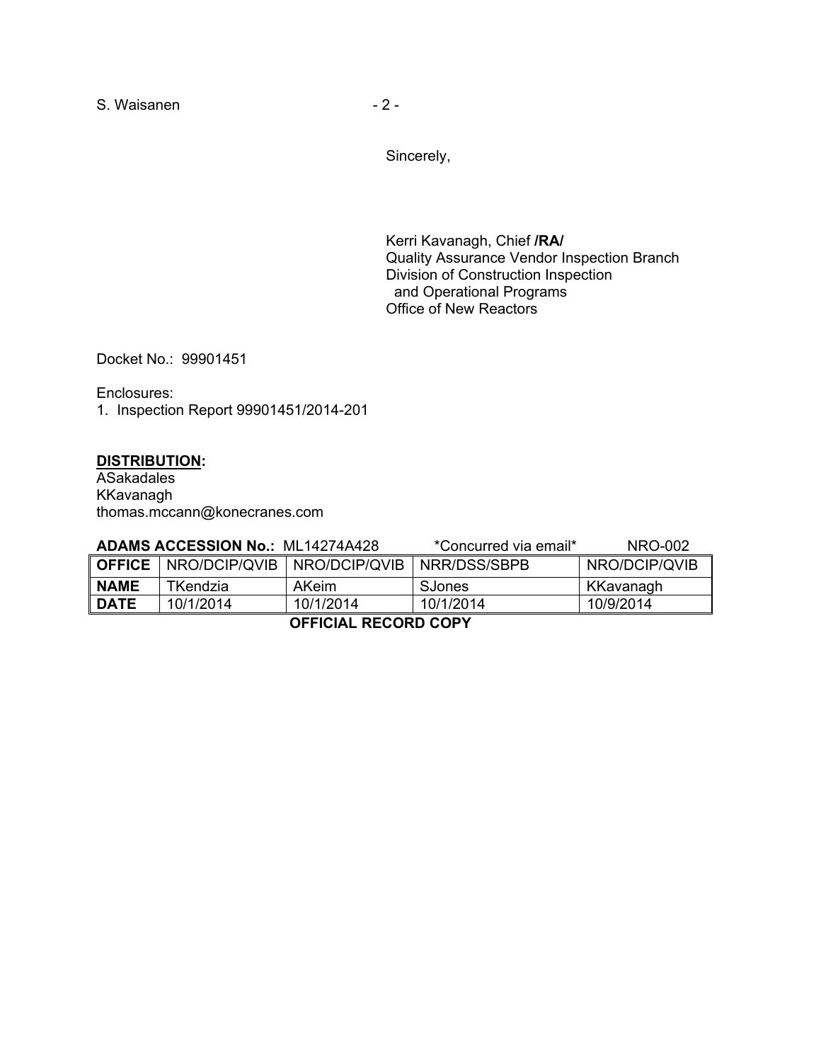Sincerely,

Kerri Kavanagh, Chief **/RA/**
Quality Assurance Vendor Inspection Branch
Division of Construction Inspection
and Operational Programs
Office of New Reactors

Docket No.: 99901451

Enclosures:
1. Inspection Report 99901451/2014-201

**DISTRIBUTION:**
ASakadales
KKavanagh
thomas.mccann@konecranes.com

**ADAMS ACCESSION No.:** ML14274A428 *Concurred via email* NRO-002

| **OFFICE** | NRO/DCIP/QVIB | NRO/DCIP/QVIB | NRR/DSS/SBPB | NRO/DCIP/QVIB |
|---|---|---|---|---|
| **NAME** | TKendzia | AKeim | SJones | KKavanagh |
| **DATE** | 10/1/2014 | 10/1/2014 | 10/1/2014 | 10/9/2014 |

**OFFICIAL RECORD COPY**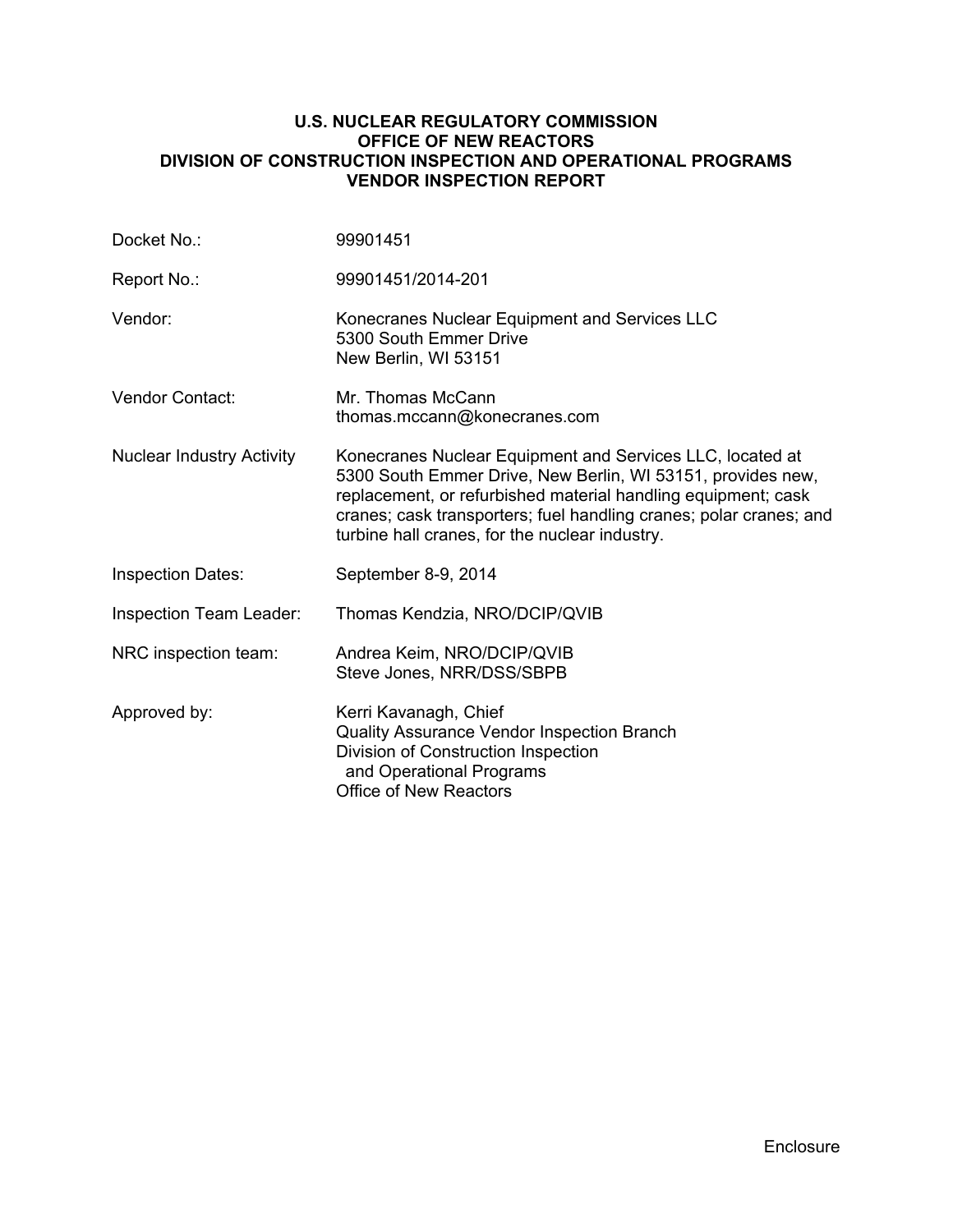**U.S. NUCLEAR REGULATORY COMMISSION**
**OFFICE OF NEW REACTORS**
**DIVISION OF CONSTRUCTION INSPECTION AND OPERATIONAL PROGRAMS**
**VENDOR INSPECTION REPORT**

| | |
|---|---|
| Docket No.: | 99901451 |
| Report No.: | 99901451/2014-201 |
| Vendor: | Konecranes Nuclear Equipment and Services LLC<br>5300 South Emmer Drive<br>New Berlin, WI 53151 |
| Vendor Contact: | Mr. Thomas McCann<br>thomas.mccann@konecranes.com |
| Nuclear Industry Activity | Konecranes Nuclear Equipment and Services LLC, located at 5300 South Emmer Drive, New Berlin, WI 53151, provides new, replacement, or refurbished material handling equipment; cask cranes; cask transporters; fuel handling cranes; polar cranes; and turbine hall cranes, for the nuclear industry. |
| Inspection Dates: | September 8-9, 2014 |
| Inspection Team Leader: | Thomas Kendzia, NRO/DCIP/QVIB |
| NRC inspection team: | Andrea Keim, NRO/DCIP/QVIB<br>Steve Jones, NRR/DSS/SBPB |
| Approved by: | Kerri Kavanagh, Chief<br>Quality Assurance Vendor Inspection Branch<br>Division of Construction Inspection and Operational Programs<br>Office of New Reactors |

Enclosure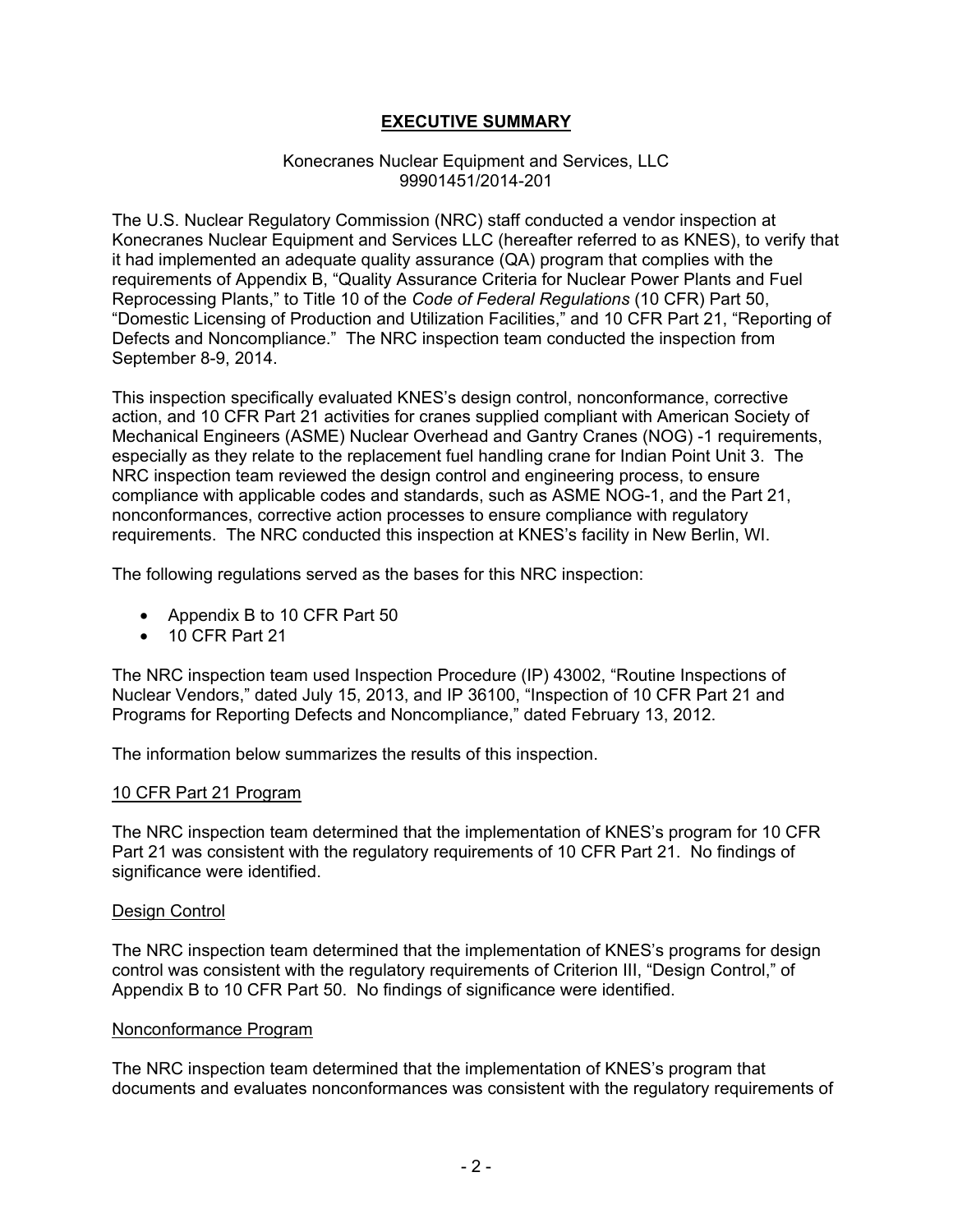# EXECUTIVE SUMMARY

Konecranes Nuclear Equipment and Services, LLC
99901451/2014-201

The U.S. Nuclear Regulatory Commission (NRC) staff conducted a vendor inspection at Konecranes Nuclear Equipment and Services LLC (hereafter referred to as KNES), to verify that it had implemented an adequate quality assurance (QA) program that complies with the requirements of Appendix B, "Quality Assurance Criteria for Nuclear Power Plants and Fuel Reprocessing Plants," to Title 10 of the *Code of Federal Regulations* (10 CFR) Part 50, "Domestic Licensing of Production and Utilization Facilities," and 10 CFR Part 21, "Reporting of Defects and Noncompliance." The NRC inspection team conducted the inspection from September 8-9, 2014.

This inspection specifically evaluated KNES's design control, nonconformance, corrective action, and 10 CFR Part 21 activities for cranes supplied compliant with American Society of Mechanical Engineers (ASME) Nuclear Overhead and Gantry Cranes (NOG) -1 requirements, especially as they relate to the replacement fuel handling crane for Indian Point Unit 3. The NRC inspection team reviewed the design control and engineering process, to ensure compliance with applicable codes and standards, such as ASME NOG-1, and the Part 21, nonconformances, corrective action processes to ensure compliance with regulatory requirements. The NRC conducted this inspection at KNES's facility in New Berlin, WI.

The following regulations served as the bases for this NRC inspection:

- Appendix B to 10 CFR Part 50
- 10 CFR Part 21

The NRC inspection team used Inspection Procedure (IP) 43002, "Routine Inspections of Nuclear Vendors," dated July 15, 2013, and IP 36100, "Inspection of 10 CFR Part 21 and Programs for Reporting Defects and Noncompliance," dated February 13, 2012.

The information below summarizes the results of this inspection.

## 10 CFR Part 21 Program

The NRC inspection team determined that the implementation of KNES's program for 10 CFR Part 21 was consistent with the regulatory requirements of 10 CFR Part 21. No findings of significance were identified.

## Design Control

The NRC inspection team determined that the implementation of KNES's programs for design control was consistent with the regulatory requirements of Criterion III, "Design Control," of Appendix B to 10 CFR Part 50. No findings of significance were identified.

## Nonconformance Program

The NRC inspection team determined that the implementation of KNES's program that documents and evaluates nonconformances was consistent with the regulatory requirements of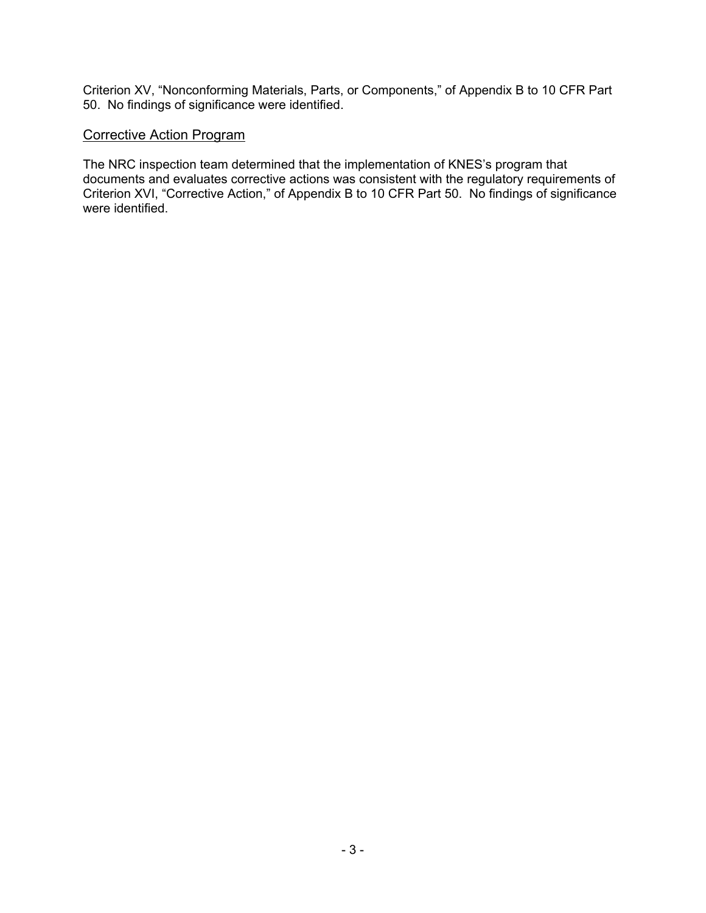Criterion XV, “Nonconforming Materials, Parts, or Components,” of Appendix B to 10 CFR Part 50. No findings of significance were identified.

## Corrective Action Program

The NRC inspection team determined that the implementation of KNES’s program that documents and evaluates corrective actions was consistent with the regulatory requirements of Criterion XVI, “Corrective Action,” of Appendix B to 10 CFR Part 50. No findings of significance were identified.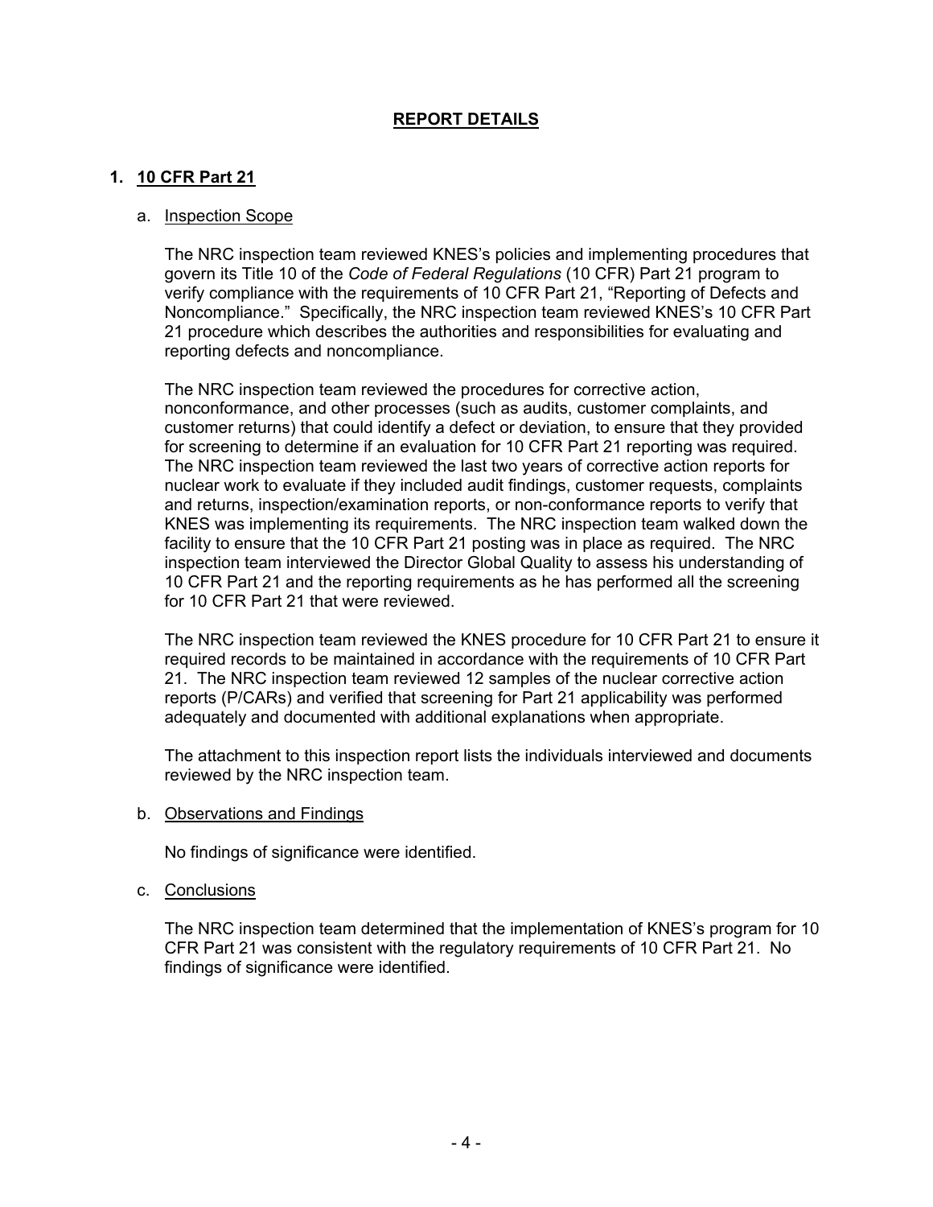# REPORT DETAILS

## 1. 10 CFR Part 21

### a. Inspection Scope

The NRC inspection team reviewed KNES's policies and implementing procedures that govern its Title 10 of the *Code of Federal Regulations* (10 CFR) Part 21 program to verify compliance with the requirements of 10 CFR Part 21, "Reporting of Defects and Noncompliance." Specifically, the NRC inspection team reviewed KNES's 10 CFR Part 21 procedure which describes the authorities and responsibilities for evaluating and reporting defects and noncompliance.

The NRC inspection team reviewed the procedures for corrective action, nonconformance, and other processes (such as audits, customer complaints, and customer returns) that could identify a defect or deviation, to ensure that they provided for screening to determine if an evaluation for 10 CFR Part 21 reporting was required. The NRC inspection team reviewed the last two years of corrective action reports for nuclear work to evaluate if they included audit findings, customer requests, complaints and returns, inspection/examination reports, or non-conformance reports to verify that KNES was implementing its requirements. The NRC inspection team walked down the facility to ensure that the 10 CFR Part 21 posting was in place as required. The NRC inspection team interviewed the Director Global Quality to assess his understanding of 10 CFR Part 21 and the reporting requirements as he has performed all the screening for 10 CFR Part 21 that were reviewed.

The NRC inspection team reviewed the KNES procedure for 10 CFR Part 21 to ensure it required records to be maintained in accordance with the requirements of 10 CFR Part 21. The NRC inspection team reviewed 12 samples of the nuclear corrective action reports (P/CARs) and verified that screening for Part 21 applicability was performed adequately and documented with additional explanations when appropriate.

The attachment to this inspection report lists the individuals interviewed and documents reviewed by the NRC inspection team.

### b. Observations and Findings

No findings of significance were identified.

### c. Conclusions

The NRC inspection team determined that the implementation of KNES's program for 10 CFR Part 21 was consistent with the regulatory requirements of 10 CFR Part 21. No findings of significance were identified.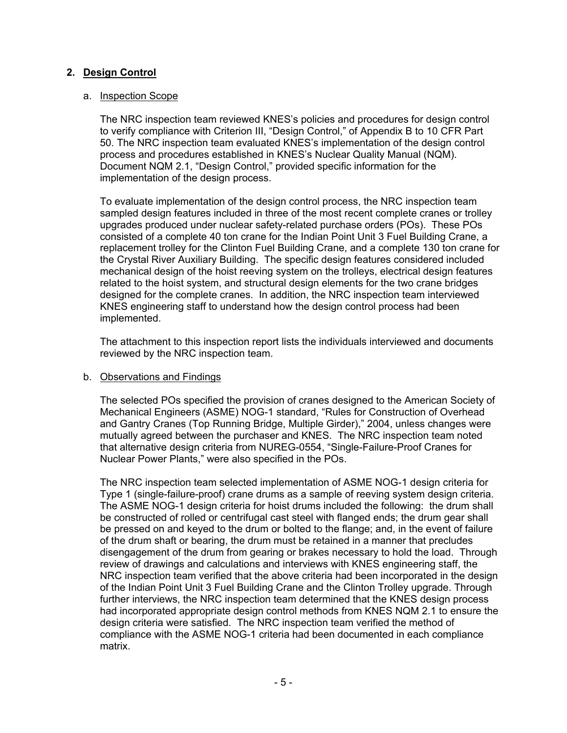## 2. Design Control

### a. Inspection Scope

The NRC inspection team reviewed KNES's policies and procedures for design control to verify compliance with Criterion III, "Design Control," of Appendix B to 10 CFR Part 50. The NRC inspection team evaluated KNES's implementation of the design control process and procedures established in KNES's Nuclear Quality Manual (NQM). Document NQM 2.1, "Design Control," provided specific information for the implementation of the design process.

To evaluate implementation of the design control process, the NRC inspection team sampled design features included in three of the most recent complete cranes or trolley upgrades produced under nuclear safety-related purchase orders (POs). These POs consisted of a complete 40 ton crane for the Indian Point Unit 3 Fuel Building Crane, a replacement trolley for the Clinton Fuel Building Crane, and a complete 130 ton crane for the Crystal River Auxiliary Building. The specific design features considered included mechanical design of the hoist reeving system on the trolleys, electrical design features related to the hoist system, and structural design elements for the two crane bridges designed for the complete cranes. In addition, the NRC inspection team interviewed KNES engineering staff to understand how the design control process had been implemented.

The attachment to this inspection report lists the individuals interviewed and documents reviewed by the NRC inspection team.

### b. Observations and Findings

The selected POs specified the provision of cranes designed to the American Society of Mechanical Engineers (ASME) NOG-1 standard, "Rules for Construction of Overhead and Gantry Cranes (Top Running Bridge, Multiple Girder)," 2004, unless changes were mutually agreed between the purchaser and KNES. The NRC inspection team noted that alternative design criteria from NUREG-0554, "Single-Failure-Proof Cranes for Nuclear Power Plants," were also specified in the POs.

The NRC inspection team selected implementation of ASME NOG-1 design criteria for Type 1 (single-failure-proof) crane drums as a sample of reeving system design criteria. The ASME NOG-1 design criteria for hoist drums included the following: the drum shall be constructed of rolled or centrifugal cast steel with flanged ends; the drum gear shall be pressed on and keyed to the drum or bolted to the flange; and, in the event of failure of the drum shaft or bearing, the drum must be retained in a manner that precludes disengagement of the drum from gearing or brakes necessary to hold the load. Through review of drawings and calculations and interviews with KNES engineering staff, the NRC inspection team verified that the above criteria had been incorporated in the design of the Indian Point Unit 3 Fuel Building Crane and the Clinton Trolley upgrade. Through further interviews, the NRC inspection team determined that the KNES design process had incorporated appropriate design control methods from KNES NQM 2.1 to ensure the design criteria were satisfied. The NRC inspection team verified the method of compliance with the ASME NOG-1 criteria had been documented in each compliance matrix.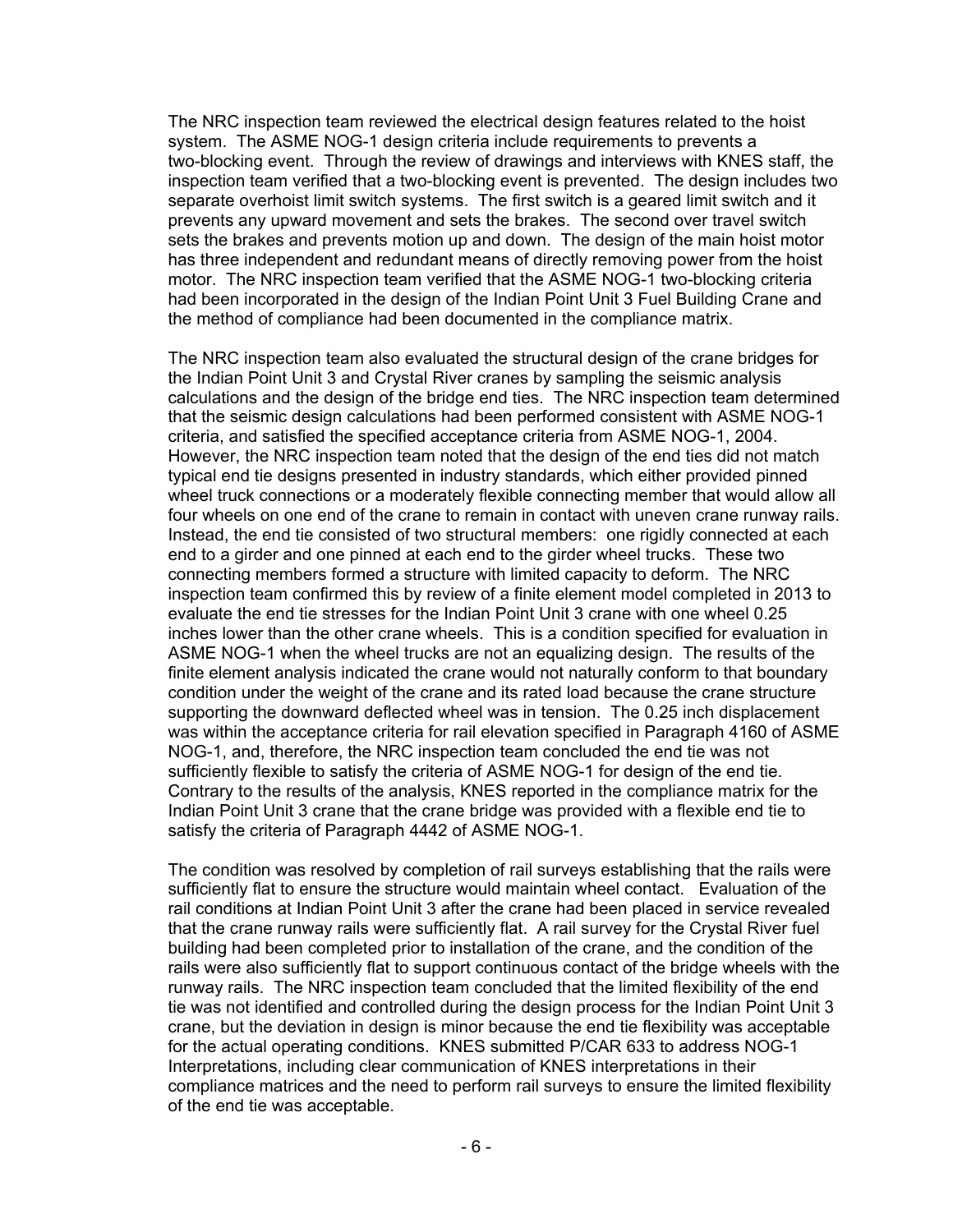The NRC inspection team reviewed the electrical design features related to the hoist system. The ASME NOG-1 design criteria include requirements to prevents a two-blocking event. Through the review of drawings and interviews with KNES staff, the inspection team verified that a two-blocking event is prevented. The design includes two separate overhoist limit switch systems. The first switch is a geared limit switch and it prevents any upward movement and sets the brakes. The second over travel switch sets the brakes and prevents motion up and down. The design of the main hoist motor has three independent and redundant means of directly removing power from the hoist motor. The NRC inspection team verified that the ASME NOG-1 two-blocking criteria had been incorporated in the design of the Indian Point Unit 3 Fuel Building Crane and the method of compliance had been documented in the compliance matrix.

The NRC inspection team also evaluated the structural design of the crane bridges for the Indian Point Unit 3 and Crystal River cranes by sampling the seismic analysis calculations and the design of the bridge end ties. The NRC inspection team determined that the seismic design calculations had been performed consistent with ASME NOG-1 criteria, and satisfied the specified acceptance criteria from ASME NOG-1, 2004. However, the NRC inspection team noted that the design of the end ties did not match typical end tie designs presented in industry standards, which either provided pinned wheel truck connections or a moderately flexible connecting member that would allow all four wheels on one end of the crane to remain in contact with uneven crane runway rails. Instead, the end tie consisted of two structural members: one rigidly connected at each end to a girder and one pinned at each end to the girder wheel trucks. These two connecting members formed a structure with limited capacity to deform. The NRC inspection team confirmed this by review of a finite element model completed in 2013 to evaluate the end tie stresses for the Indian Point Unit 3 crane with one wheel 0.25 inches lower than the other crane wheels. This is a condition specified for evaluation in ASME NOG-1 when the wheel trucks are not an equalizing design. The results of the finite element analysis indicated the crane would not naturally conform to that boundary condition under the weight of the crane and its rated load because the crane structure supporting the downward deflected wheel was in tension. The 0.25 inch displacement was within the acceptance criteria for rail elevation specified in Paragraph 4160 of ASME NOG-1, and, therefore, the NRC inspection team concluded the end tie was not sufficiently flexible to satisfy the criteria of ASME NOG-1 for design of the end tie. Contrary to the results of the analysis, KNES reported in the compliance matrix for the Indian Point Unit 3 crane that the crane bridge was provided with a flexible end tie to satisfy the criteria of Paragraph 4442 of ASME NOG-1.

The condition was resolved by completion of rail surveys establishing that the rails were sufficiently flat to ensure the structure would maintain wheel contact. Evaluation of the rail conditions at Indian Point Unit 3 after the crane had been placed in service revealed that the crane runway rails were sufficiently flat. A rail survey for the Crystal River fuel building had been completed prior to installation of the crane, and the condition of the rails were also sufficiently flat to support continuous contact of the bridge wheels with the runway rails. The NRC inspection team concluded that the limited flexibility of the end tie was not identified and controlled during the design process for the Indian Point Unit 3 crane, but the deviation in design is minor because the end tie flexibility was acceptable for the actual operating conditions. KNES submitted P/CAR 633 to address NOG-1 Interpretations, including clear communication of KNES interpretations in their compliance matrices and the need to perform rail surveys to ensure the limited flexibility of the end tie was acceptable.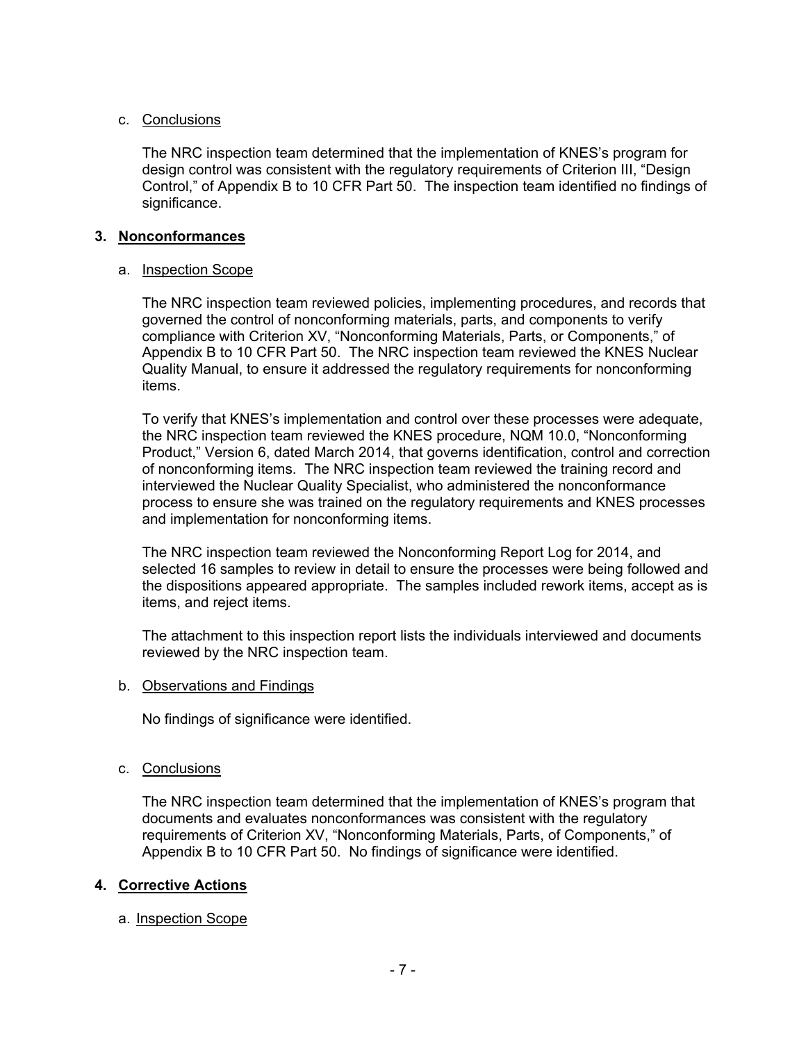c. Conclusions

The NRC inspection team determined that the implementation of KNES's program for design control was consistent with the regulatory requirements of Criterion III, "Design Control," of Appendix B to 10 CFR Part 50. The inspection team identified no findings of significance.

## 3. Nonconformances

a. Inspection Scope

The NRC inspection team reviewed policies, implementing procedures, and records that governed the control of nonconforming materials, parts, and components to verify compliance with Criterion XV, "Nonconforming Materials, Parts, or Components," of Appendix B to 10 CFR Part 50. The NRC inspection team reviewed the KNES Nuclear Quality Manual, to ensure it addressed the regulatory requirements for nonconforming items.

To verify that KNES's implementation and control over these processes were adequate, the NRC inspection team reviewed the KNES procedure, NQM 10.0, "Nonconforming Product," Version 6, dated March 2014, that governs identification, control and correction of nonconforming items. The NRC inspection team reviewed the training record and interviewed the Nuclear Quality Specialist, who administered the nonconformance process to ensure she was trained on the regulatory requirements and KNES processes and implementation for nonconforming items.

The NRC inspection team reviewed the Nonconforming Report Log for 2014, and selected 16 samples to review in detail to ensure the processes were being followed and the dispositions appeared appropriate. The samples included rework items, accept as is items, and reject items.

The attachment to this inspection report lists the individuals interviewed and documents reviewed by the NRC inspection team.

b. Observations and Findings

No findings of significance were identified.

c. Conclusions

The NRC inspection team determined that the implementation of KNES's program that documents and evaluates nonconformances was consistent with the regulatory requirements of Criterion XV, "Nonconforming Materials, Parts, of Components," of Appendix B to 10 CFR Part 50. No findings of significance were identified.

## 4. Corrective Actions

a. Inspection Scope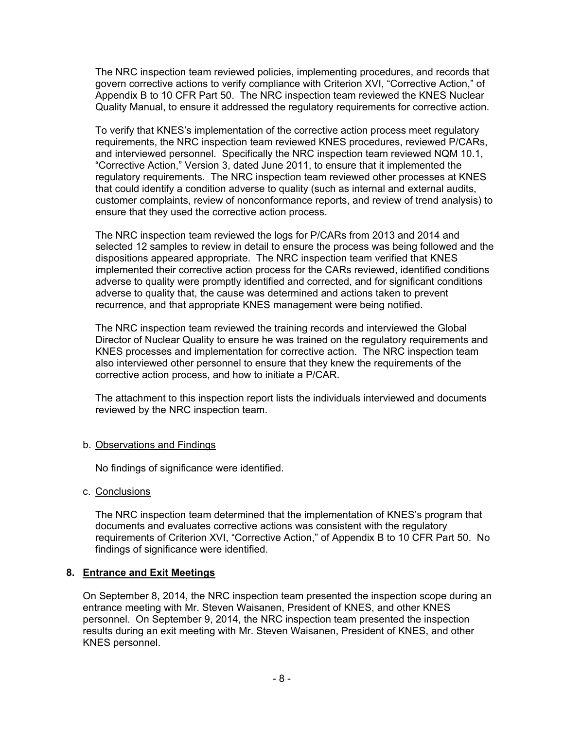The NRC inspection team reviewed policies, implementing procedures, and records that govern corrective actions to verify compliance with Criterion XVI, "Corrective Action," of Appendix B to 10 CFR Part 50. The NRC inspection team reviewed the KNES Nuclear Quality Manual, to ensure it addressed the regulatory requirements for corrective action.

To verify that KNES's implementation of the corrective action process meet regulatory requirements, the NRC inspection team reviewed KNES procedures, reviewed P/CARs, and interviewed personnel. Specifically the NRC inspection team reviewed NQM 10.1, "Corrective Action," Version 3, dated June 2011, to ensure that it implemented the regulatory requirements. The NRC inspection team reviewed other processes at KNES that could identify a condition adverse to quality (such as internal and external audits, customer complaints, review of nonconformance reports, and review of trend analysis) to ensure that they used the corrective action process.

The NRC inspection team reviewed the logs for P/CARs from 2013 and 2014 and selected 12 samples to review in detail to ensure the process was being followed and the dispositions appeared appropriate. The NRC inspection team verified that KNES implemented their corrective action process for the CARs reviewed, identified conditions adverse to quality were promptly identified and corrected, and for significant conditions adverse to quality that, the cause was determined and actions taken to prevent recurrence, and that appropriate KNES management were being notified.

The NRC inspection team reviewed the training records and interviewed the Global Director of Nuclear Quality to ensure he was trained on the regulatory requirements and KNES processes and implementation for corrective action. The NRC inspection team also interviewed other personnel to ensure that they knew the requirements of the corrective action process, and how to initiate a P/CAR.

The attachment to this inspection report lists the individuals interviewed and documents reviewed by the NRC inspection team.

b. Observations and Findings

No findings of significance were identified.

c. Conclusions

The NRC inspection team determined that the implementation of KNES's program that documents and evaluates corrective actions was consistent with the regulatory requirements of Criterion XVI, "Corrective Action," of Appendix B to 10 CFR Part 50. No findings of significance were identified.

## 8. Entrance and Exit Meetings

On September 8, 2014, the NRC inspection team presented the inspection scope during an entrance meeting with Mr. Steven Waisanen, President of KNES, and other KNES personnel. On September 9, 2014, the NRC inspection team presented the inspection results during an exit meeting with Mr. Steven Waisanen, President of KNES, and other KNES personnel.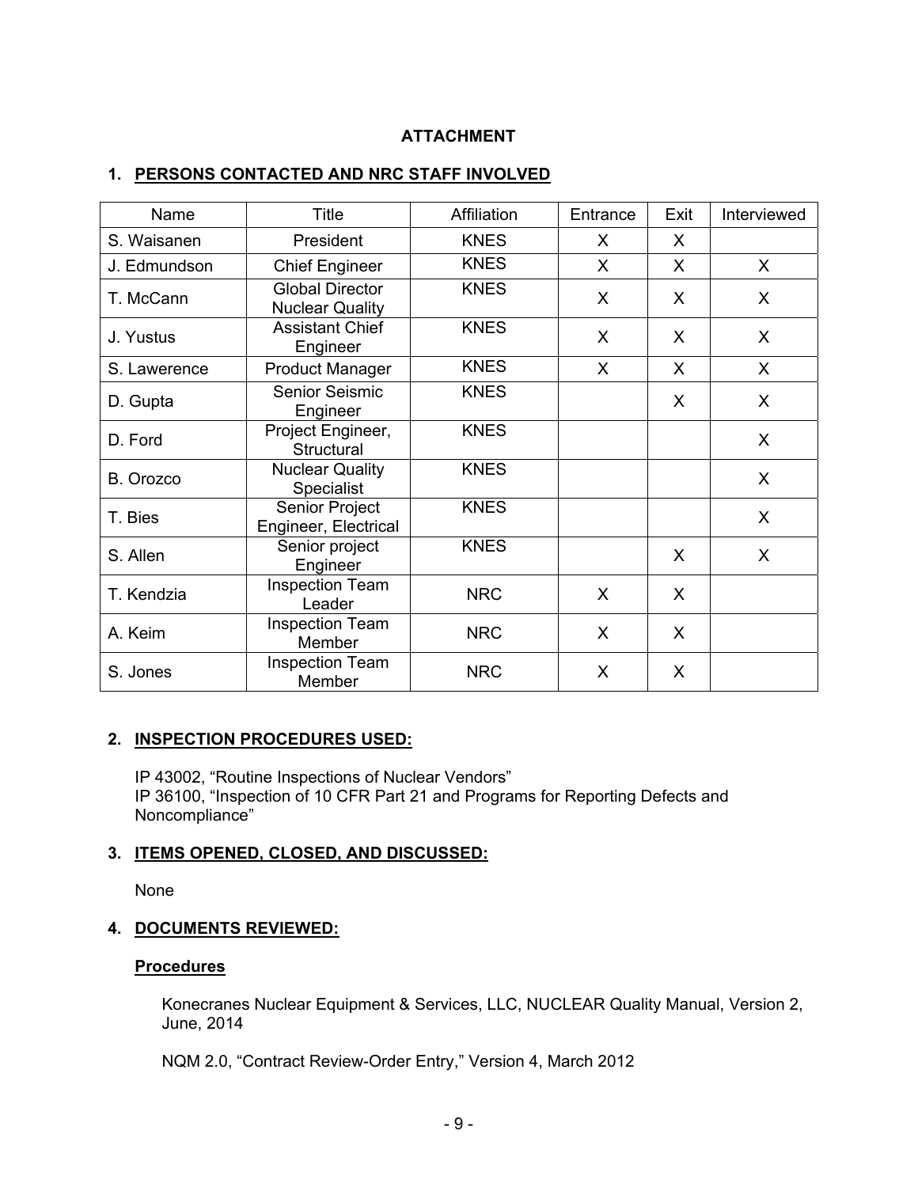## ATTACHMENT

### 1. PERSONS CONTACTED AND NRC STAFF INVOLVED

| Name | Title | Affiliation | Entrance | Exit | Interviewed |
|---|---|---|---|---|---|
| S. Waisanen | President | KNES | X | X | |
| J. Edmundson | Chief Engineer | KNES | X | X | X |
| T. McCann | Global Director Nuclear Quality | KNES | X | X | X |
| J. Yustus | Assistant Chief Engineer | KNES | X | X | X |
| S. Lawerence | Product Manager | KNES | X | X | X |
| D. Gupta | Senior Seismic Engineer | KNES | | X | X |
| D. Ford | Project Engineer, Structural | KNES | | | X |
| B. Orozco | Nuclear Quality Specialist | KNES | | | X |
| T. Bies | Senior Project Engineer, Electrical | KNES | | | X |
| S. Allen | Senior project Engineer | KNES | | X | X |
| T. Kendzia | Inspection Team Leader | NRC | X | X | |
| A. Keim | Inspection Team Member | NRC | X | X | |
| S. Jones | Inspection Team Member | NRC | X | X | |

### 2. INSPECTION PROCEDURES USED:

IP 43002, "Routine Inspections of Nuclear Vendors"
IP 36100, "Inspection of 10 CFR Part 21 and Programs for Reporting Defects and Noncompliance"

### 3. ITEMS OPENED, CLOSED, AND DISCUSSED:

None

### 4. DOCUMENTS REVIEWED:

#### Procedures

Konecranes Nuclear Equipment & Services, LLC, NUCLEAR Quality Manual, Version 2, June, 2014

NQM 2.0, "Contract Review-Order Entry," Version 4, March 2012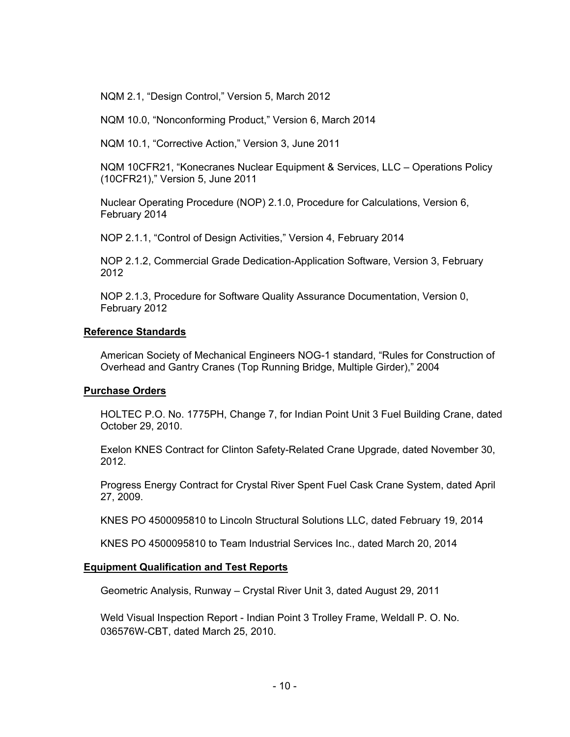NQM 2.1, “Design Control,” Version 5, March 2012

NQM 10.0, “Nonconforming Product,” Version 6, March 2014

NQM 10.1, “Corrective Action,” Version 3, June 2011

NQM 10CFR21, “Konecranes Nuclear Equipment & Services, LLC – Operations Policy (10CFR21),” Version 5, June 2011

Nuclear Operating Procedure (NOP) 2.1.0, Procedure for Calculations, Version 6, February 2014

NOP 2.1.1, “Control of Design Activities,” Version 4, February 2014

NOP 2.1.2, Commercial Grade Dedication-Application Software, Version 3, February 2012

NOP 2.1.3, Procedure for Software Quality Assurance Documentation, Version 0, February 2012

**Reference Standards**

American Society of Mechanical Engineers NOG-1 standard, “Rules for Construction of Overhead and Gantry Cranes (Top Running Bridge, Multiple Girder),” 2004

**Purchase Orders**

HOLTEC P.O. No. 1775PH, Change 7, for Indian Point Unit 3 Fuel Building Crane, dated October 29, 2010.

Exelon KNES Contract for Clinton Safety-Related Crane Upgrade, dated November 30, 2012.

Progress Energy Contract for Crystal River Spent Fuel Cask Crane System, dated April 27, 2009.

KNES PO 4500095810 to Lincoln Structural Solutions LLC, dated February 19, 2014

KNES PO 4500095810 to Team Industrial Services Inc., dated March 20, 2014

**Equipment Qualification and Test Reports**

Geometric Analysis, Runway – Crystal River Unit 3, dated August 29, 2011

Weld Visual Inspection Report - Indian Point 3 Trolley Frame, Weldall P. O. No. 036576W-CBT, dated March 25, 2010.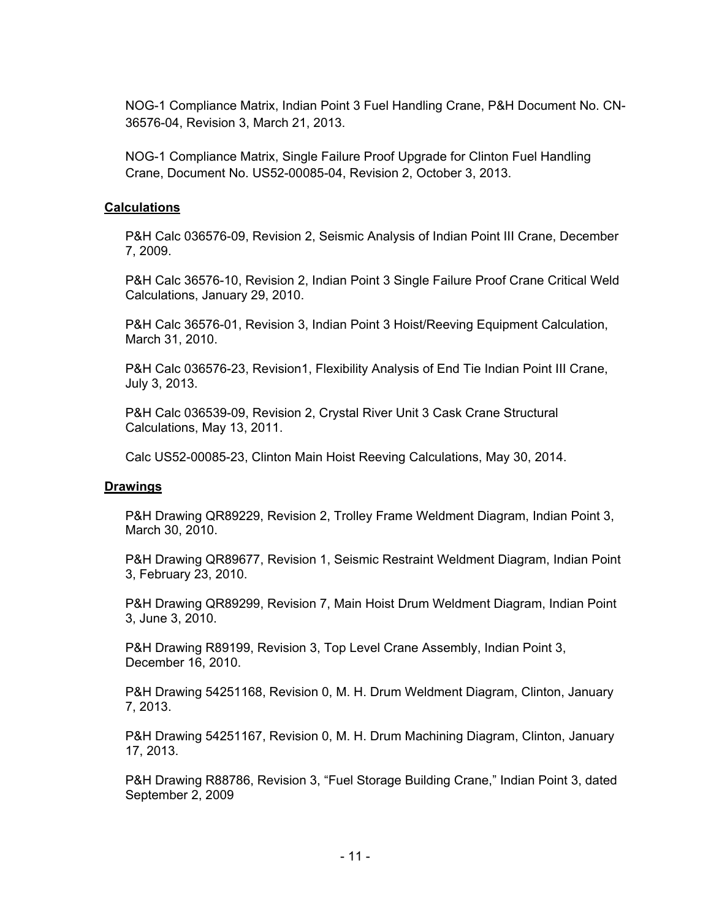NOG-1 Compliance Matrix, Indian Point 3 Fuel Handling Crane, P&H Document No. CN-36576-04, Revision 3, March 21, 2013.

NOG-1 Compliance Matrix, Single Failure Proof Upgrade for Clinton Fuel Handling Crane, Document No. US52-00085-04, Revision 2, October 3, 2013.

**Calculations**

P&H Calc 036576-09, Revision 2, Seismic Analysis of Indian Point III Crane, December 7, 2009.

P&H Calc 36576-10, Revision 2, Indian Point 3 Single Failure Proof Crane Critical Weld Calculations, January 29, 2010.

P&H Calc 36576-01, Revision 3, Indian Point 3 Hoist/Reeving Equipment Calculation, March 31, 2010.

P&H Calc 036576-23, Revision1, Flexibility Analysis of End Tie Indian Point III Crane, July 3, 2013.

P&H Calc 036539-09, Revision 2, Crystal River Unit 3 Cask Crane Structural Calculations, May 13, 2011.

Calc US52-00085-23, Clinton Main Hoist Reeving Calculations, May 30, 2014.

**Drawings**

P&H Drawing QR89229, Revision 2, Trolley Frame Weldment Diagram, Indian Point 3, March 30, 2010.

P&H Drawing QR89677, Revision 1, Seismic Restraint Weldment Diagram, Indian Point 3, February 23, 2010.

P&H Drawing QR89299, Revision 7, Main Hoist Drum Weldment Diagram, Indian Point 3, June 3, 2010.

P&H Drawing R89199, Revision 3, Top Level Crane Assembly, Indian Point 3, December 16, 2010.

P&H Drawing 54251168, Revision 0, M. H. Drum Weldment Diagram, Clinton, January 7, 2013.

P&H Drawing 54251167, Revision 0, M. H. Drum Machining Diagram, Clinton, January 17, 2013.

P&H Drawing R88786, Revision 3, "Fuel Storage Building Crane," Indian Point 3, dated September 2, 2009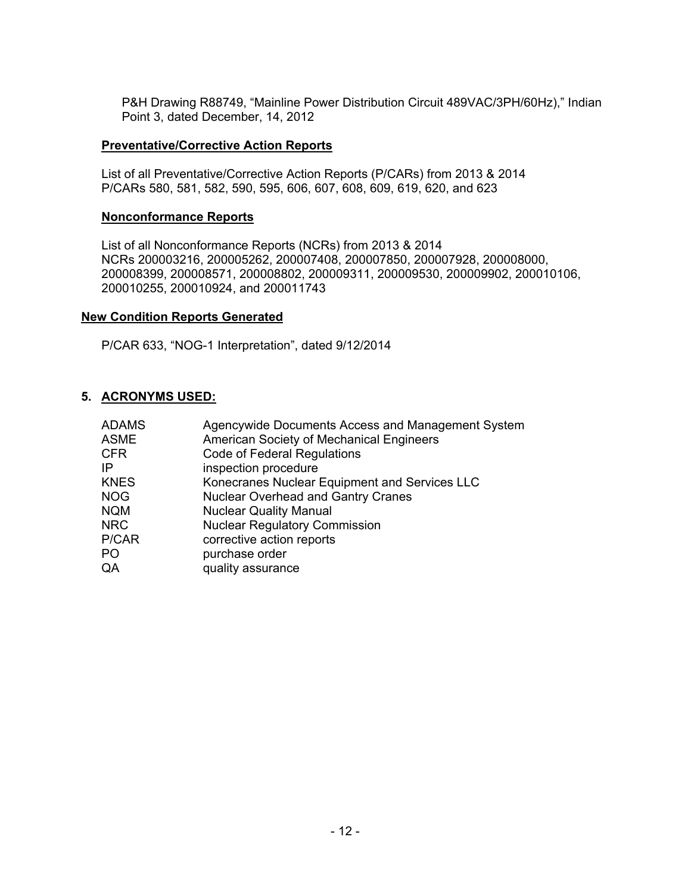P&H Drawing R88749, "Mainline Power Distribution Circuit 489VAC/3PH/60Hz)," Indian Point 3, dated December, 14, 2012

**Preventative/Corrective Action Reports**

List of all Preventative/Corrective Action Reports (P/CARs) from 2013 & 2014
P/CARs 580, 581, 582, 590, 595, 606, 607, 608, 609, 619, 620, and 623

**Nonconformance Reports**

List of all Nonconformance Reports (NCRs) from 2013 & 2014
NCRs 200003216, 200005262, 200007408, 200007850, 200007928, 200008000, 200008399, 200008571, 200008802, 200009311, 200009530, 200009902, 200010106, 200010255, 200010924, and 200011743

**New Condition Reports Generated**

P/CAR 633, "NOG-1 Interpretation", dated 9/12/2014

## 5. ACRONYMS USED:

| | |
|---|---|
| ADAMS | Agencywide Documents Access and Management System |
| ASME | American Society of Mechanical Engineers |
| CFR | Code of Federal Regulations |
| IP | inspection procedure |
| KNES | Konecranes Nuclear Equipment and Services LLC |
| NOG | Nuclear Overhead and Gantry Cranes |
| NQM | Nuclear Quality Manual |
| NRC | Nuclear Regulatory Commission |
| P/CAR | corrective action reports |
| PO | purchase order |
| QA | quality assurance |